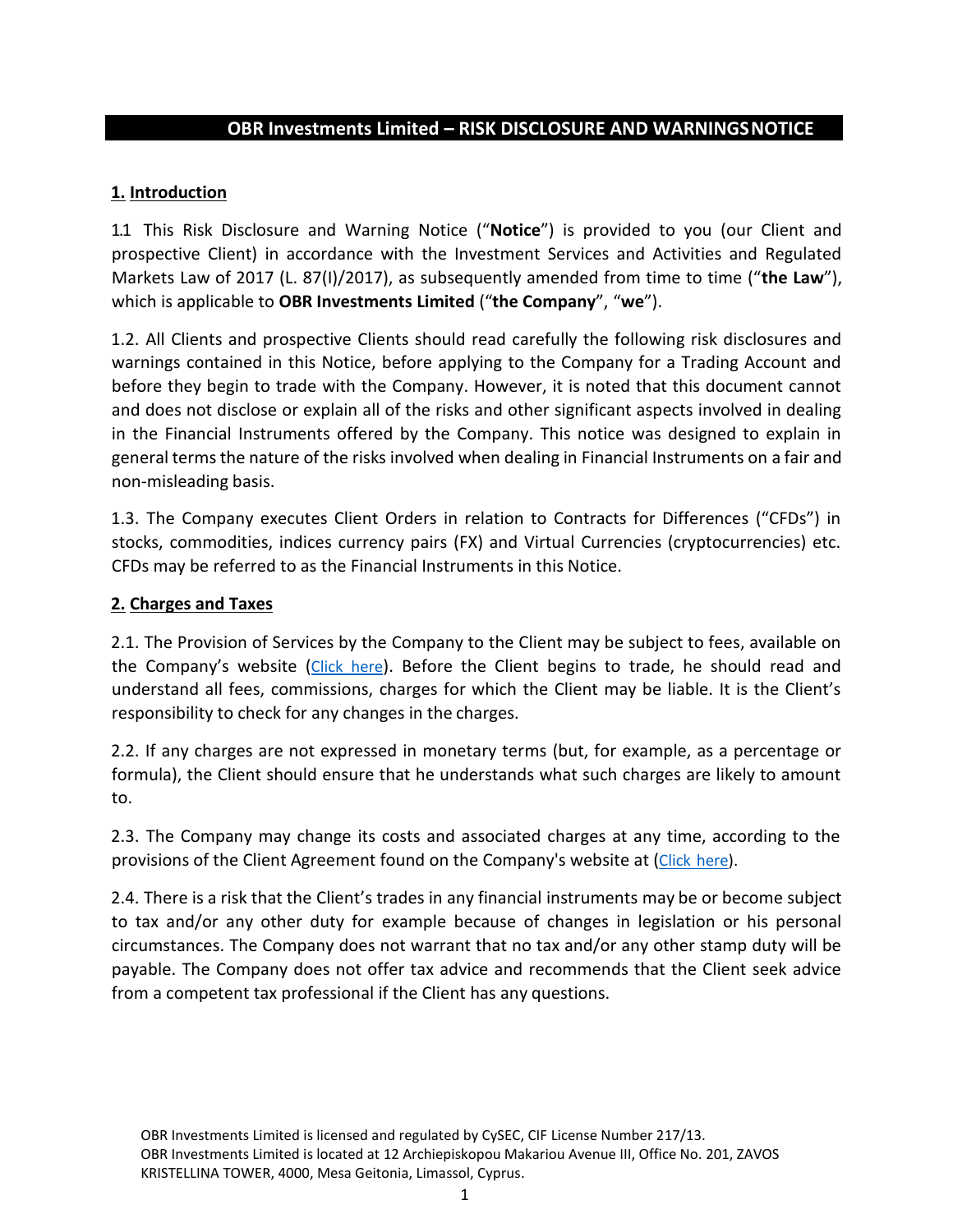# OBR Investments Limited – RISK DISCLOSURE AND WARNINGS NOTICE

## 1. Introduction

1.1 This Risk Disclosure and Warning Notice ("**Notice**") is provided to you (our Client and prospective Client) in accordance with the Investment Services and Activities and Regulated Markets Law of 2017 (L. 87(I)/2017), as subsequently amended from time to time ("**the Law**"), which is applicable to **OBR Investments Limited** ("**the Company**", "**we**").

1.2. All Clients and prospective Clients should read carefully the following risk disclosures and warnings contained in this Notice, before applying to the Company for a Trading Account and before they begin to trade with the Company. However, it is noted that this document cannot and does not disclose or explain all of the risks and other significant aspects involved in dealing in the Financial Instruments offered by the Company. This notice was designed to explain in general terms the nature of the risks involved when dealing in Financial Instruments on a fair and non-misleading basis.

1.3. The Company executes Client Orders in relation to Contracts for Differences ("CFDs") in stocks, commodities, indices currency pairs (FX) and Virtual Currencies (cryptocurrencies) etc. CFDs may be referred to as the Financial Instruments in this Notice.

## 2. Charges and Taxes

2.1. The Provision of Services by the Company to the Client may be subject to fees, available on the Company's website (Click here). Before the Client begins to trade, he should read and understand all fees, commissions, charges for which the Client may be liable. It is the Client's responsibility to check for any changes in the charges.

2.2. If any charges are not expressed in monetary terms (but, for example, as a percentage or formula), the Client should ensure that he understands what such charges are likely to amount to.

2.3. The Company may change its costs and associated charges at any time, according to the provisions of the Client Agreement found on the Company's website at (Click here).

2.4. There is a risk that the Client's trades in any financial instruments may be or become subject to tax and/or any other duty for example because of changes in legislation or his personal circumstances. The Company does not warrant that no tax and/or any other stamp duty will be payable. The Company does not offer tax advice and recommends that the Client seek advice from a competent tax professional if the Client has any questions.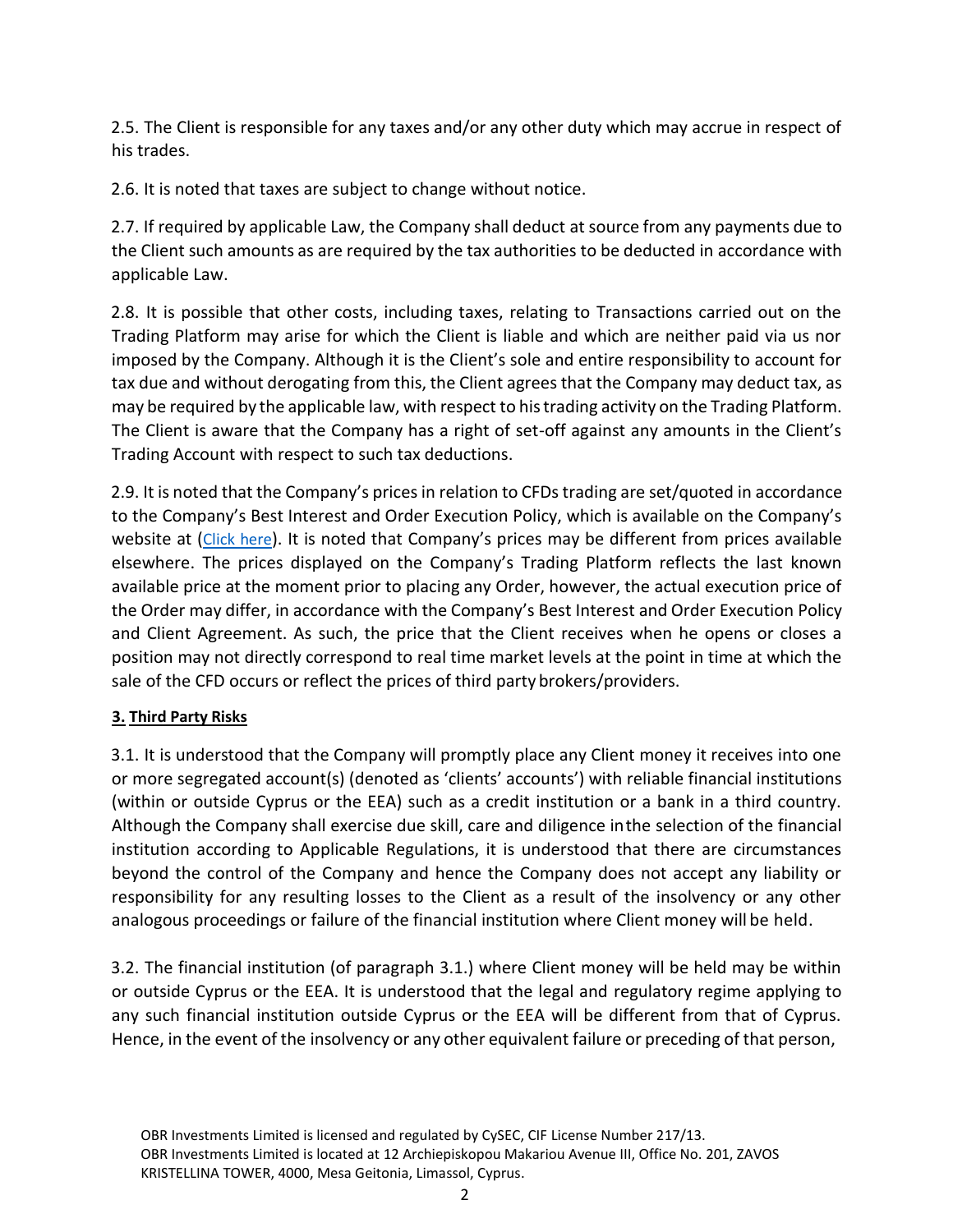2.5. The Client is responsible for any taxes and/or any other duty which may accrue in respect of his trades.

2.6. It is noted that taxes are subject to change without notice.

2.7. If required by applicable Law, the Company shall deduct at source from any payments due to the Client such amounts as are required by the tax authorities to be deducted in accordance with applicable Law.

2.8. It is possible that other costs, including taxes, relating to Transactions carried out on the Trading Platform may arise for which the Client is liable and which are neither paid via us nor imposed by the Company. Although it is the Client's sole and entire responsibility to account for tax due and without derogating from this, the Client agrees that the Company may deduct tax, as may be required by the applicable law, with respect to his trading activity on the Trading Platform. The Client is aware that the Company has a right of set-off against any amounts in the Client's Trading Account with respect to such tax deductions.

2.9. It is noted that the Company's prices in relation to CFDs trading are set/quoted in accordance to the Company's Best Interest and Order Execution Policy, which is available on the Company's website at (Click here). It is noted that Company's prices may be different from prices available elsewhere. The prices displayed on the Company's Trading Platform reflects the last known available price at the moment prior to placing any Order, however, the actual execution price of the Order may differ, in accordance with the Company's Best Interest and Order Execution Policy and Client Agreement. As such, the price that the Client receives when he opens or closes a position may not directly correspond to real time market levels at the point in time at which the sale of the CFD occurs or reflect the prices of third party brokers/providers.

## 3. Third Party Risks

3.1. It is understood that the Company will promptly place any Client money it receives into one or more segregated account(s) (denoted as 'clients' accounts') with reliable financial institutions (within or outside Cyprus or the EEA) such as a credit institution or a bank in a third country. Although the Company shall exercise due skill, care and diligence inthe selection of the financial institution according to Applicable Regulations, it is understood that there are circumstances beyond the control of the Company and hence the Company does not accept any liability or responsibility for any resulting losses to the Client as a result of the insolvency or any other analogous proceedings or failure of the financial institution where Client money will be held.

3.2. The financial institution (of paragraph 3.1.) where Client money will be held may be within or outside Cyprus or the EEA. It is understood that the legal and regulatory regime applying to any such financial institution outside Cyprus or the EEA will be different from that of Cyprus. Hence, in the event of the insolvency or any other equivalent failure or preceding of that person,

OBR Investments Limited is licensed and regulated by CySEC, CIF License Number 217/13.
OBR Investments Limited is located at 12 Archiepiskopou Makariou Avenue III, Office No. 201, ZAVOS KRISTELLINA TOWER, 4000, Mesa Geitonia, Limassol, Cyprus.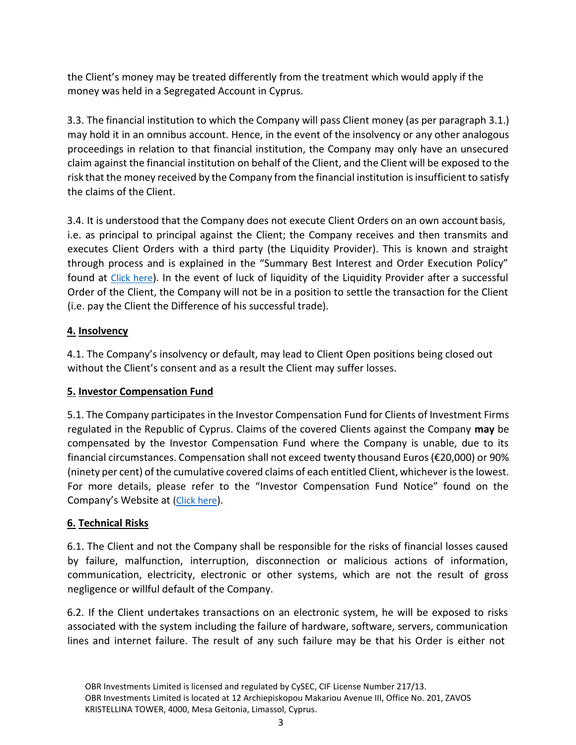the Client's money may be treated differently from the treatment which would apply if the money was held in a Segregated Account in Cyprus.

3.3. The financial institution to which the Company will pass Client money (as per paragraph 3.1.) may hold it in an omnibus account. Hence, in the event of the insolvency or any other analogous proceedings in relation to that financial institution, the Company may only have an unsecured claim against the financial institution on behalf of the Client, and the Client will be exposed to the risk that the money received by the Company from the financial institution is insufficient to satisfy the claims of the Client.

3.4. It is understood that the Company does not execute Client Orders on an own account basis, i.e. as principal to principal against the Client; the Company receives and then transmits and executes Client Orders with a third party (the Liquidity Provider). This is known and straight through process and is explained in the "Summary Best Interest and Order Execution Policy" found at Click here). In the event of luck of liquidity of the Liquidity Provider after a successful Order of the Client, the Company will not be in a position to settle the transaction for the Client (i.e. pay the Client the Difference of his successful trade).

## 4. Insolvency

4.1. The Company's insolvency or default, may lead to Client Open positions being closed out without the Client's consent and as a result the Client may suffer losses.

## 5. Investor Compensation Fund

5.1. The Company participates in the Investor Compensation Fund for Clients of Investment Firms regulated in the Republic of Cyprus. Claims of the covered Clients against the Company **may** be compensated by the Investor Compensation Fund where the Company is unable, due to its financial circumstances. Compensation shall not exceed twenty thousand Euros (€20,000) or 90% (ninety per cent) of the cumulative covered claims of each entitled Client, whichever is the lowest. For more details, please refer to the "Investor Compensation Fund Notice" found on the Company's Website at (Click here).

## 6. Technical Risks

6.1. The Client and not the Company shall be responsible for the risks of financial losses caused by failure, malfunction, interruption, disconnection or malicious actions of information, communication, electricity, electronic or other systems, which are not the result of gross negligence or willful default of the Company.

6.2. If the Client undertakes transactions on an electronic system, he will be exposed to risks associated with the system including the failure of hardware, software, servers, communication lines and internet failure. The result of any such failure may be that his Order is either not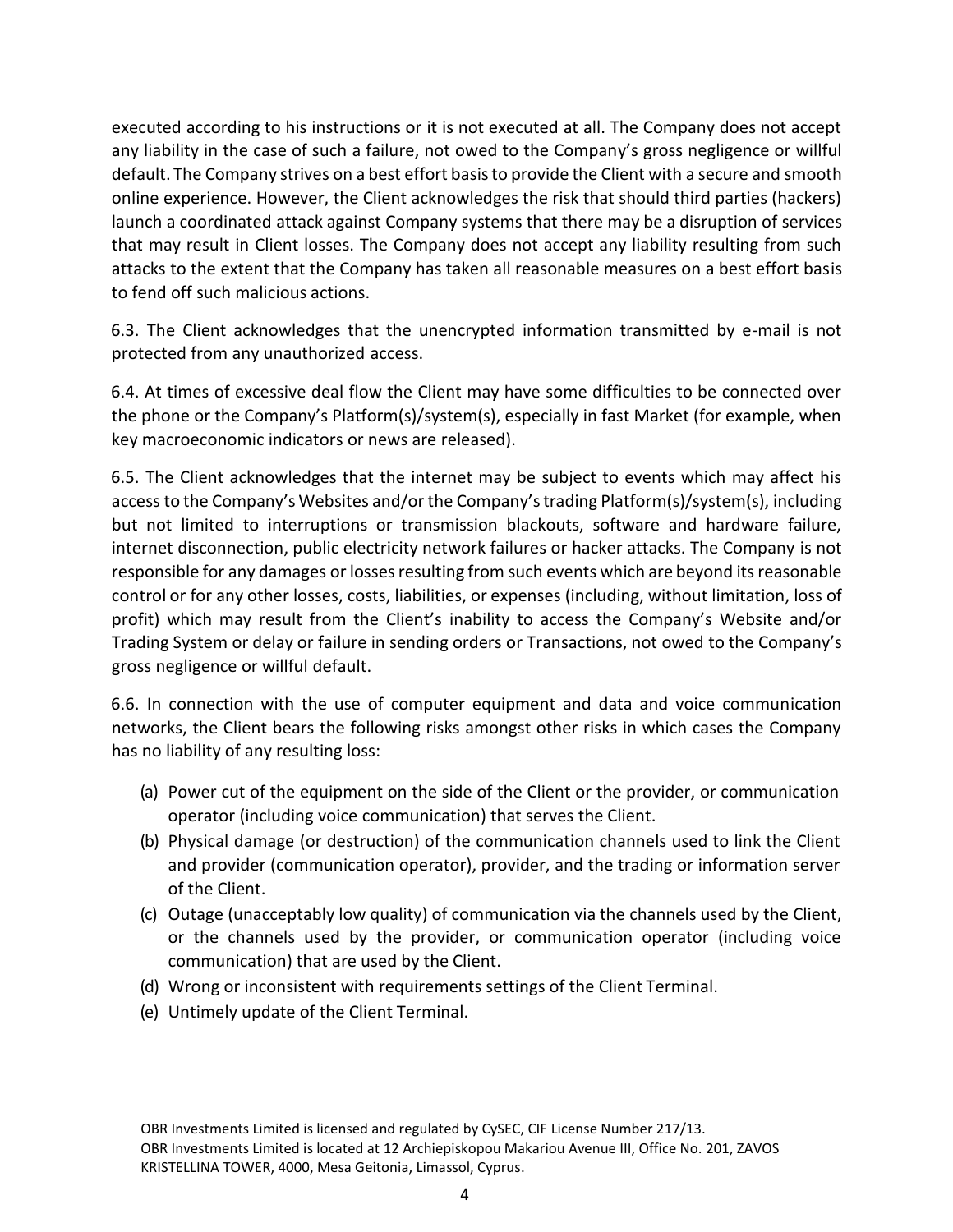executed according to his instructions or it is not executed at all. The Company does not accept any liability in the case of such a failure, not owed to the Company's gross negligence or willful default. The Company strives on a best effort basis to provide the Client with a secure and smooth online experience. However, the Client acknowledges the risk that should third parties (hackers) launch a coordinated attack against Company systems that there may be a disruption of services that may result in Client losses. The Company does not accept any liability resulting from such attacks to the extent that the Company has taken all reasonable measures on a best effort basis to fend off such malicious actions.

6.3. The Client acknowledges that the unencrypted information transmitted by e-mail is not protected from any unauthorized access.

6.4. At times of excessive deal flow the Client may have some difficulties to be connected over the phone or the Company's Platform(s)/system(s), especially in fast Market (for example, when key macroeconomic indicators or news are released).

6.5. The Client acknowledges that the internet may be subject to events which may affect his access to the Company's Websites and/or the Company's trading Platform(s)/system(s), including but not limited to interruptions or transmission blackouts, software and hardware failure, internet disconnection, public electricity network failures or hacker attacks. The Company is not responsible for any damages or losses resulting from such events which are beyond its reasonable control or for any other losses, costs, liabilities, or expenses (including, without limitation, loss of profit) which may result from the Client's inability to access the Company's Website and/or Trading System or delay or failure in sending orders or Transactions, not owed to the Company's gross negligence or willful default.

6.6. In connection with the use of computer equipment and data and voice communication networks, the Client bears the following risks amongst other risks in which cases the Company has no liability of any resulting loss:

(a) Power cut of the equipment on the side of the Client or the provider, or communication operator (including voice communication) that serves the Client.
(b) Physical damage (or destruction) of the communication channels used to link the Client and provider (communication operator), provider, and the trading or information server of the Client.
(c) Outage (unacceptably low quality) of communication via the channels used by the Client, or the channels used by the provider, or communication operator (including voice communication) that are used by the Client.
(d) Wrong or inconsistent with requirements settings of the Client Terminal.
(e) Untimely update of the Client Terminal.

OBR Investments Limited is licensed and regulated by CySEC, CIF License Number 217/13.
OBR Investments Limited is located at 12 Archiepiskopou Makariou Avenue III, Office No. 201, ZAVOS KRISTELLINA TOWER, 4000, Mesa Geitonia, Limassol, Cyprus.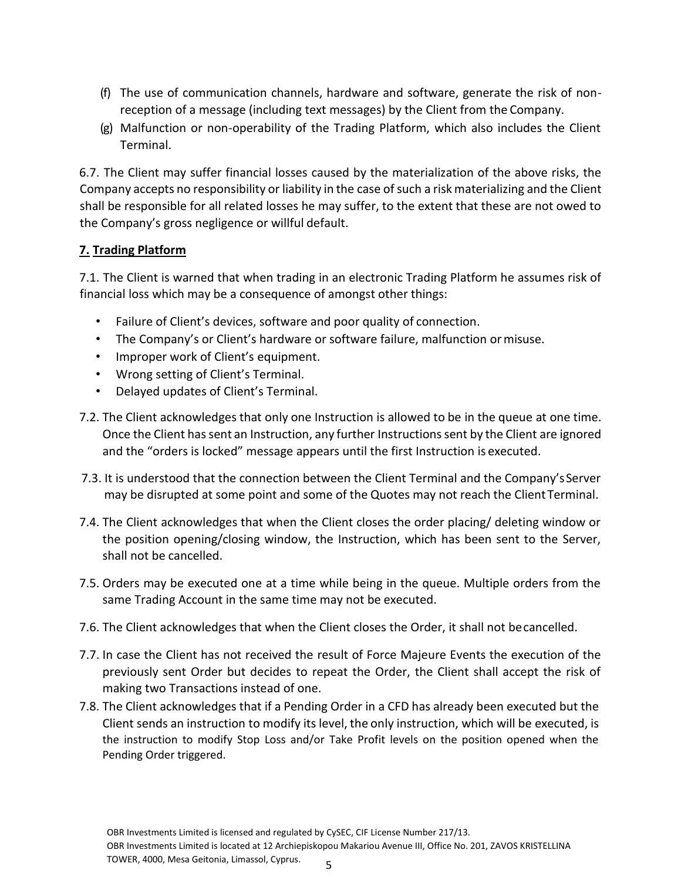(f) The use of communication channels, hardware and software, generate the risk of non-reception of a message (including text messages) by the Client from the Company.

(g) Malfunction or non-operability of the Trading Platform, which also includes the Client Terminal.

6.7. The Client may suffer financial losses caused by the materialization of the above risks, the Company accepts no responsibility or liability in the case of such a risk materializing and the Client shall be responsible for all related losses he may suffer, to the extent that these are not owed to the Company's gross negligence or willful default.

## 7. Trading Platform

7.1. The Client is warned that when trading in an electronic Trading Platform he assumes risk of financial loss which may be a consequence of amongst other things:

- Failure of Client's devices, software and poor quality of connection.
- The Company's or Client's hardware or software failure, malfunction or misuse.
- Improper work of Client's equipment.
- Wrong setting of Client's Terminal.
- Delayed updates of Client's Terminal.

7.2. The Client acknowledges that only one Instruction is allowed to be in the queue at one time. Once the Client has sent an Instruction, any further Instructions sent by the Client are ignored and the "orders is locked" message appears until the first Instruction is executed.

7.3. It is understood that the connection between the Client Terminal and the Company's Server may be disrupted at some point and some of the Quotes may not reach the Client Terminal.

7.4. The Client acknowledges that when the Client closes the order placing/ deleting window or the position opening/closing window, the Instruction, which has been sent to the Server, shall not be cancelled.

7.5. Orders may be executed one at a time while being in the queue. Multiple orders from the same Trading Account in the same time may not be executed.

7.6. The Client acknowledges that when the Client closes the Order, it shall not be cancelled.

7.7. In case the Client has not received the result of Force Majeure Events the execution of the previously sent Order but decides to repeat the Order, the Client shall accept the risk of making two Transactions instead of one.

7.8. The Client acknowledges that if a Pending Order in a CFD has already been executed but the Client sends an instruction to modify its level, the only instruction, which will be executed, is the instruction to modify Stop Loss and/or Take Profit levels on the position opened when the Pending Order triggered.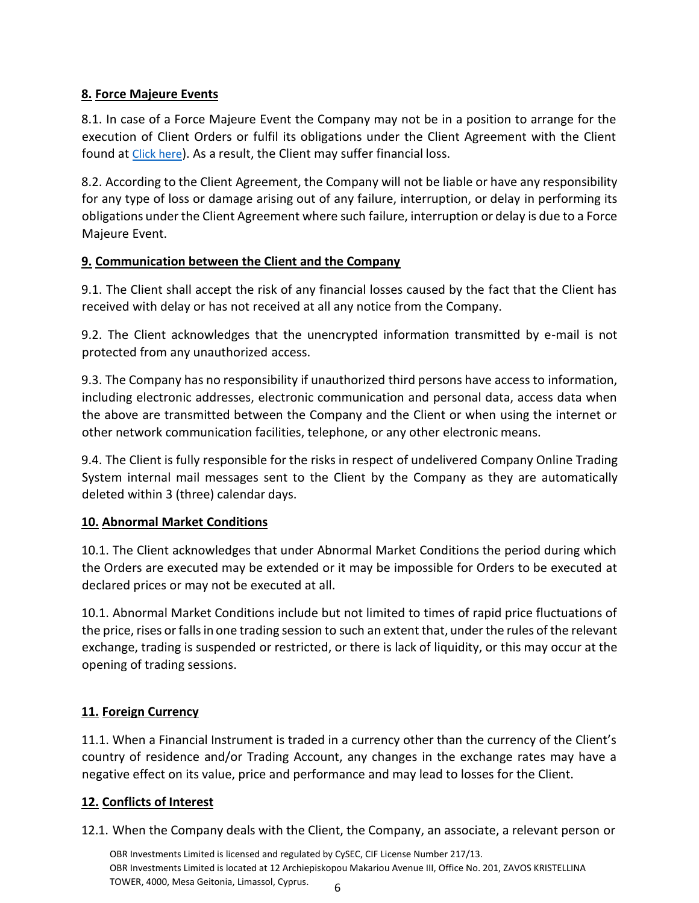## 8. Force Majeure Events

8.1. In case of a Force Majeure Event the Company may not be in a position to arrange for the execution of Client Orders or fulfil its obligations under the Client Agreement with the Client found at Click here). As a result, the Client may suffer financial loss.

8.2. According to the Client Agreement, the Company will not be liable or have any responsibility for any type of loss or damage arising out of any failure, interruption, or delay in performing its obligations under the Client Agreement where such failure, interruption or delay is due to a Force Majeure Event.

## 9. Communication between the Client and the Company

9.1. The Client shall accept the risk of any financial losses caused by the fact that the Client has received with delay or has not received at all any notice from the Company.

9.2. The Client acknowledges that the unencrypted information transmitted by e-mail is not protected from any unauthorized access.

9.3. The Company has no responsibility if unauthorized third persons have access to information, including electronic addresses, electronic communication and personal data, access data when the above are transmitted between the Company and the Client or when using the internet or other network communication facilities, telephone, or any other electronic means.

9.4. The Client is fully responsible for the risks in respect of undelivered Company Online Trading System internal mail messages sent to the Client by the Company as they are automatically deleted within 3 (three) calendar days.

## 10. Abnormal Market Conditions

10.1. The Client acknowledges that under Abnormal Market Conditions the period during which the Orders are executed may be extended or it may be impossible for Orders to be executed at declared prices or may not be executed at all.

10.1. Abnormal Market Conditions include but not limited to times of rapid price fluctuations of the price, rises or falls in one trading session to such an extent that, under the rules of the relevant exchange, trading is suspended or restricted, or there is lack of liquidity, or this may occur at the opening of trading sessions.

## 11. Foreign Currency

11.1. When a Financial Instrument is traded in a currency other than the currency of the Client's country of residence and/or Trading Account, any changes in the exchange rates may have a negative effect on its value, price and performance and may lead to losses for the Client.

## 12. Conflicts of Interest

12.1. When the Company deals with the Client, the Company, an associate, a relevant person or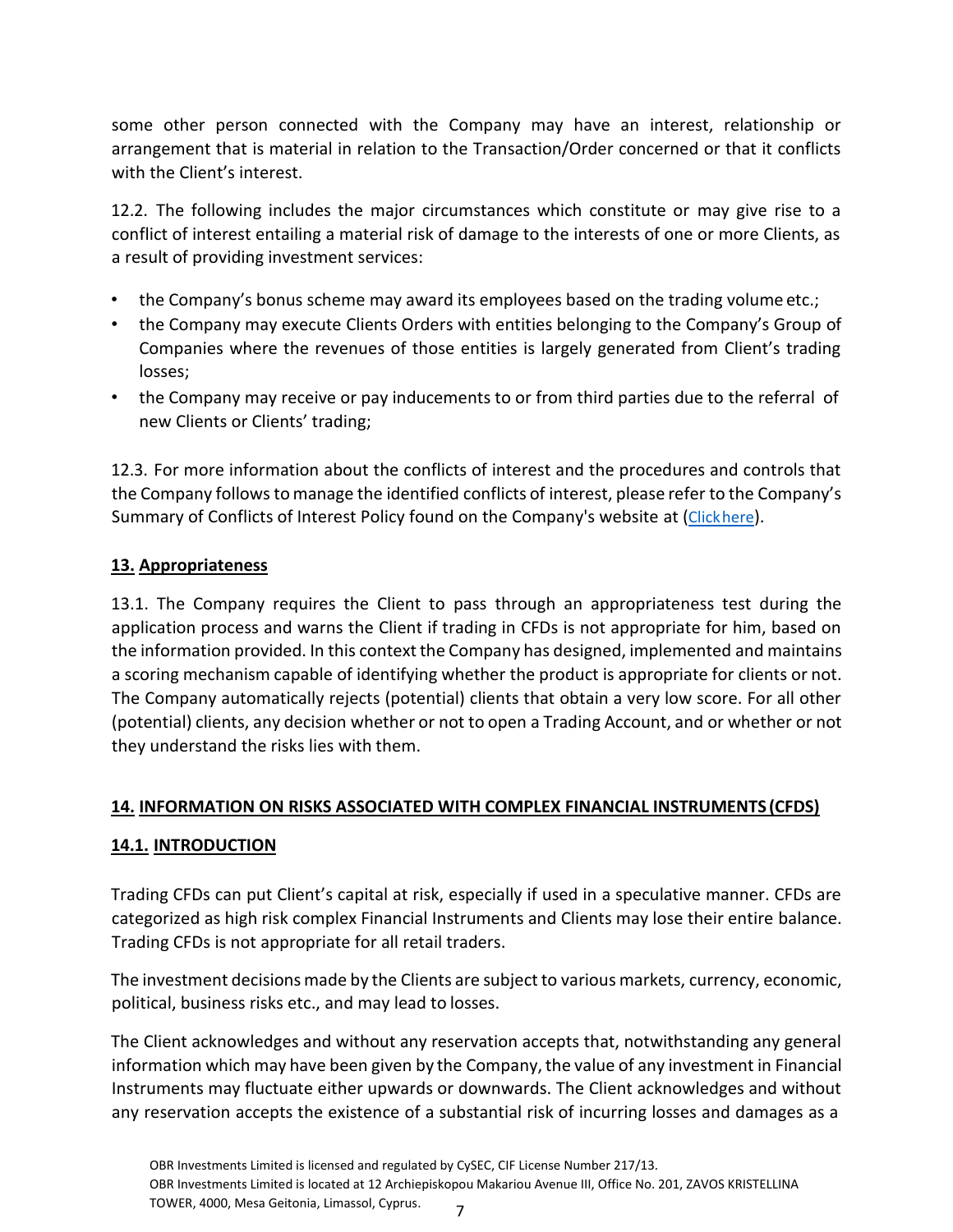some other person connected with the Company may have an interest, relationship or arrangement that is material in relation to the Transaction/Order concerned or that it conflicts with the Client's interest.

12.2. The following includes the major circumstances which constitute or may give rise to a conflict of interest entailing a material risk of damage to the interests of one or more Clients, as a result of providing investment services:

- the Company's bonus scheme may award its employees based on the trading volume etc.;
- the Company may execute Clients Orders with entities belonging to the Company's Group of Companies where the revenues of those entities is largely generated from Client's trading losses;
- the Company may receive or pay inducements to or from third parties due to the referral of new Clients or Clients' trading;

12.3. For more information about the conflicts of interest and the procedures and controls that the Company follows to manage the identified conflicts of interest, please refer to the Company's Summary of Conflicts of Interest Policy found on the Company's website at (Click here).

## 13. Appropriateness

13.1. The Company requires the Client to pass through an appropriateness test during the application process and warns the Client if trading in CFDs is not appropriate for him, based on the information provided. In this context the Company has designed, implemented and maintains a scoring mechanism capable of identifying whether the product is appropriate for clients or not. The Company automatically rejects (potential) clients that obtain a very low score. For all other (potential) clients, any decision whether or not to open a Trading Account, and or whether or not they understand the risks lies with them.

## 14. INFORMATION ON RISKS ASSOCIATED WITH COMPLEX FINANCIAL INSTRUMENTS (CFDS)

### 14.1. INTRODUCTION

Trading CFDs can put Client's capital at risk, especially if used in a speculative manner. CFDs are categorized as high risk complex Financial Instruments and Clients may lose their entire balance. Trading CFDs is not appropriate for all retail traders.

The investment decisions made by the Clients are subject to various markets, currency, economic, political, business risks etc., and may lead to losses.

The Client acknowledges and without any reservation accepts that, notwithstanding any general information which may have been given by the Company, the value of any investment in Financial Instruments may fluctuate either upwards or downwards. The Client acknowledges and without any reservation accepts the existence of a substantial risk of incurring losses and damages as a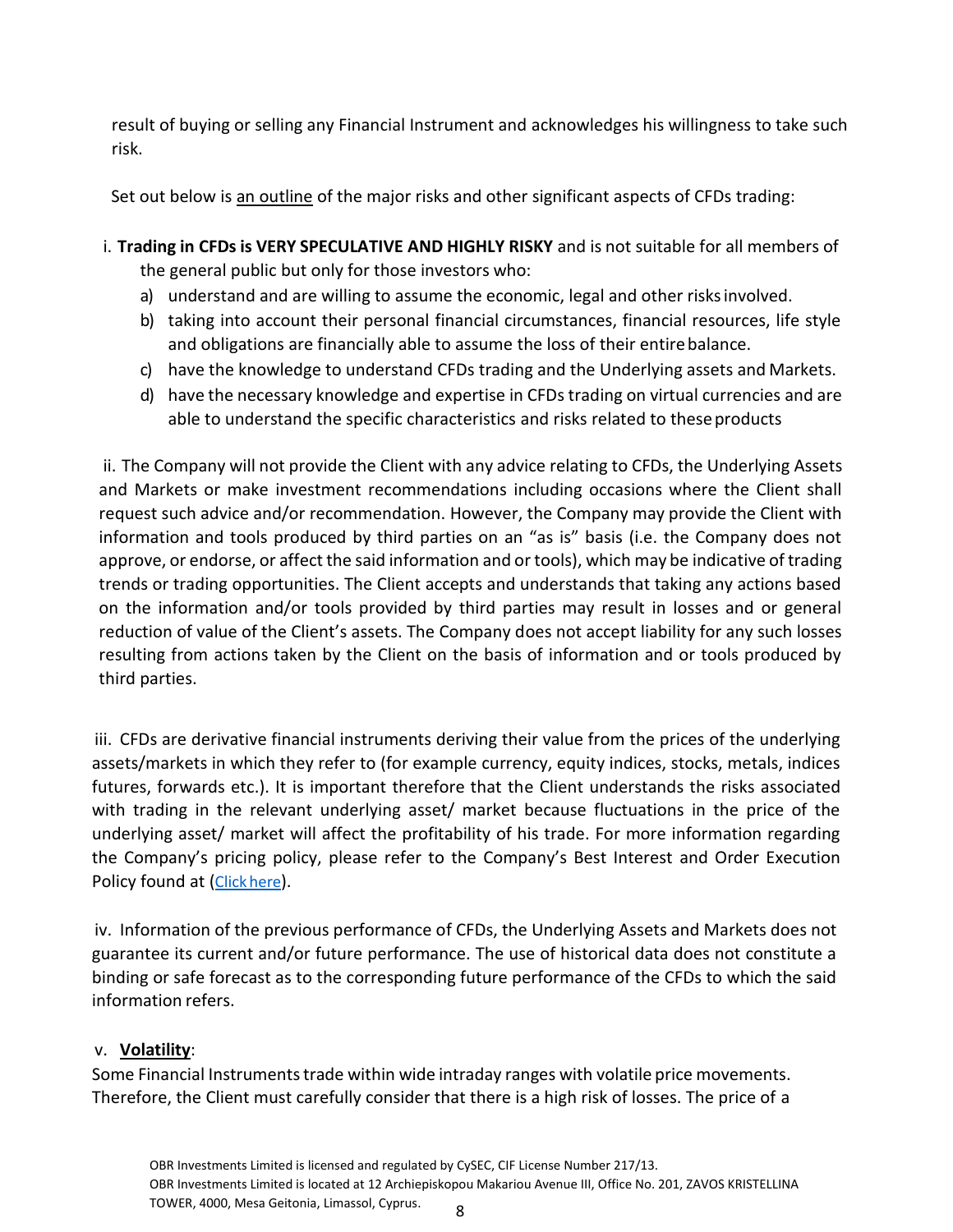result of buying or selling any Financial Instrument and acknowledges his willingness to take such risk.

Set out below is an outline of the major risks and other significant aspects of CFDs trading:

i. **Trading in CFDs is VERY SPECULATIVE AND HIGHLY RISKY** and is not suitable for all members of the general public but only for those investors who:

a) understand and are willing to assume the economic, legal and other risks involved.

b) taking into account their personal financial circumstances, financial resources, life style and obligations are financially able to assume the loss of their entire balance.

c) have the knowledge to understand CFDs trading and the Underlying assets and Markets.

d) have the necessary knowledge and expertise in CFDs trading on virtual currencies and are able to understand the specific characteristics and risks related to these products

ii. The Company will not provide the Client with any advice relating to CFDs, the Underlying Assets and Markets or make investment recommendations including occasions where the Client shall request such advice and/or recommendation. However, the Company may provide the Client with information and tools produced by third parties on an "as is" basis (i.e. the Company does not approve, or endorse, or affect the said information and or tools), which may be indicative of trading trends or trading opportunities. The Client accepts and understands that taking any actions based on the information and/or tools provided by third parties may result in losses and or general reduction of value of the Client's assets. The Company does not accept liability for any such losses resulting from actions taken by the Client on the basis of information and or tools produced by third parties.

iii. CFDs are derivative financial instruments deriving their value from the prices of the underlying assets/markets in which they refer to (for example currency, equity indices, stocks, metals, indices futures, forwards etc.). It is important therefore that the Client understands the risks associated with trading in the relevant underlying asset/ market because fluctuations in the price of the underlying asset/ market will affect the profitability of his trade. For more information regarding the Company's pricing policy, please refer to the Company's Best Interest and Order Execution Policy found at (Click here).

iv. Information of the previous performance of CFDs, the Underlying Assets and Markets does not guarantee its current and/or future performance. The use of historical data does not constitute a binding or safe forecast as to the corresponding future performance of the CFDs to which the said information refers.

v. **Volatility**:

Some Financial Instruments trade within wide intraday ranges with volatile price movements. Therefore, the Client must carefully consider that there is a high risk of losses. The price of a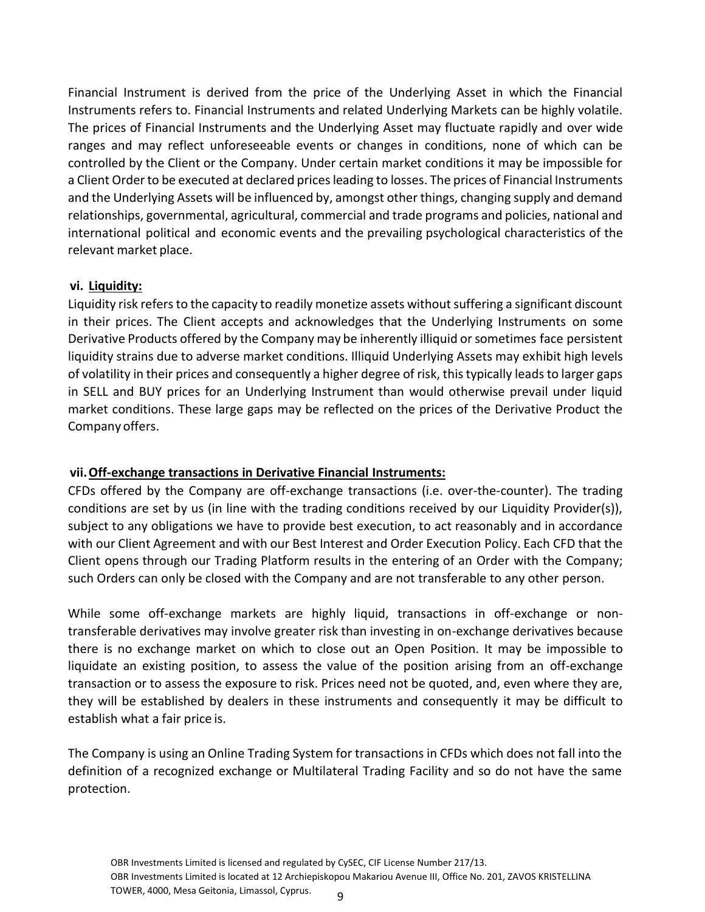Financial Instrument is derived from the price of the Underlying Asset in which the Financial Instruments refers to. Financial Instruments and related Underlying Markets can be highly volatile. The prices of Financial Instruments and the Underlying Asset may fluctuate rapidly and over wide ranges and may reflect unforeseeable events or changes in conditions, none of which can be controlled by the Client or the Company. Under certain market conditions it may be impossible for a Client Order to be executed at declared prices leading to losses. The prices of Financial Instruments and the Underlying Assets will be influenced by, amongst other things, changing supply and demand relationships, governmental, agricultural, commercial and trade programs and policies, national and international political and economic events and the prevailing psychological characteristics of the relevant market place.

**vi. <u>Liquidity:</u>**

Liquidity risk refers to the capacity to readily monetize assets without suffering a significant discount in their prices. The Client accepts and acknowledges that the Underlying Instruments on some Derivative Products offered by the Company may be inherently illiquid or sometimes face persistent liquidity strains due to adverse market conditions. Illiquid Underlying Assets may exhibit high levels of volatility in their prices and consequently a higher degree of risk, this typically leads to larger gaps in SELL and BUY prices for an Underlying Instrument than would otherwise prevail under liquid market conditions. These large gaps may be reflected on the prices of the Derivative Product the Company offers.

**vii. <u>Off-exchange transactions in Derivative Financial Instruments:</u>**

CFDs offered by the Company are off-exchange transactions (i.e. over-the-counter). The trading conditions are set by us (in line with the trading conditions received by our Liquidity Provider(s)), subject to any obligations we have to provide best execution, to act reasonably and in accordance with our Client Agreement and with our Best Interest and Order Execution Policy. Each CFD that the Client opens through our Trading Platform results in the entering of an Order with the Company; such Orders can only be closed with the Company and are not transferable to any other person.

While some off-exchange markets are highly liquid, transactions in off-exchange or non-transferable derivatives may involve greater risk than investing in on-exchange derivatives because there is no exchange market on which to close out an Open Position. It may be impossible to liquidate an existing position, to assess the value of the position arising from an off-exchange transaction or to assess the exposure to risk. Prices need not be quoted, and, even where they are, they will be established by dealers in these instruments and consequently it may be difficult to establish what a fair price is.

The Company is using an Online Trading System for transactions in CFDs which does not fall into the definition of a recognized exchange or Multilateral Trading Facility and so do not have the same protection.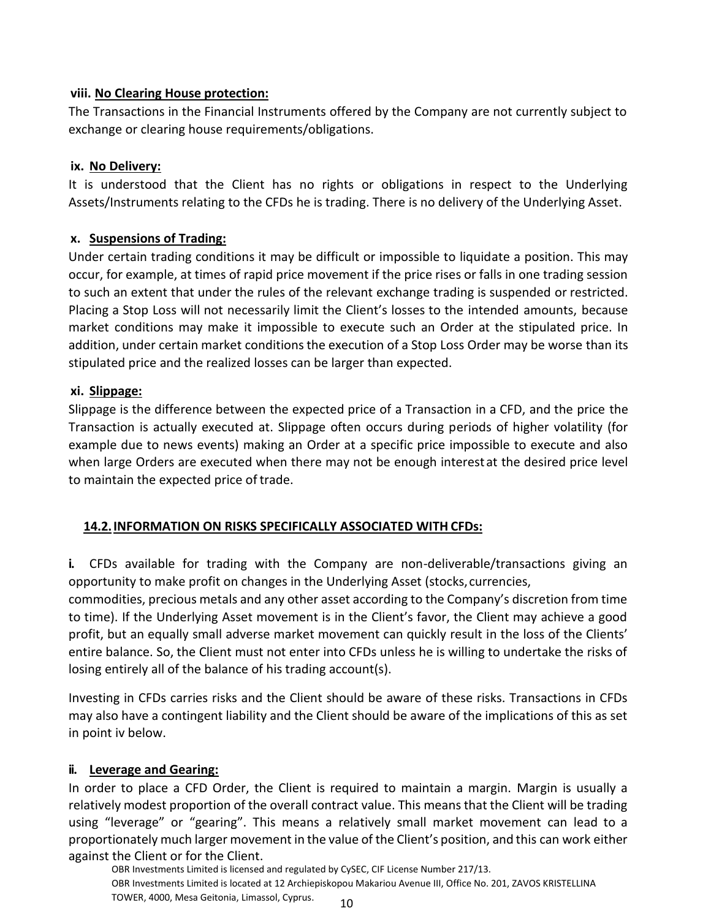**viii. No Clearing House protection:**

The Transactions in the Financial Instruments offered by the Company are not currently subject to exchange or clearing house requirements/obligations.

**ix. No Delivery:**

It is understood that the Client has no rights or obligations in respect to the Underlying Assets/Instruments relating to the CFDs he is trading. There is no delivery of the Underlying Asset.

**x. Suspensions of Trading:**

Under certain trading conditions it may be difficult or impossible to liquidate a position. This may occur, for example, at times of rapid price movement if the price rises or falls in one trading session to such an extent that under the rules of the relevant exchange trading is suspended or restricted. Placing a Stop Loss will not necessarily limit the Client's losses to the intended amounts, because market conditions may make it impossible to execute such an Order at the stipulated price. In addition, under certain market conditions the execution of a Stop Loss Order may be worse than its stipulated price and the realized losses can be larger than expected.

**xi. Slippage:**

Slippage is the difference between the expected price of a Transaction in a CFD, and the price the Transaction is actually executed at. Slippage often occurs during periods of higher volatility (for example due to news events) making an Order at a specific price impossible to execute and also when large Orders are executed when there may not be enough interest at the desired price level to maintain the expected price of trade.

## 14.2. INFORMATION ON RISKS SPECIFICALLY ASSOCIATED WITH CFDs:

**i.** CFDs available for trading with the Company are non-deliverable/transactions giving an opportunity to make profit on changes in the Underlying Asset (stocks, currencies, commodities, precious metals and any other asset according to the Company's discretion from time to time). If the Underlying Asset movement is in the Client's favor, the Client may achieve a good profit, but an equally small adverse market movement can quickly result in the loss of the Clients' entire balance. So, the Client must not enter into CFDs unless he is willing to undertake the risks of losing entirely all of the balance of his trading account(s).

Investing in CFDs carries risks and the Client should be aware of these risks. Transactions in CFDs may also have a contingent liability and the Client should be aware of the implications of this as set in point iv below.

**ii. Leverage and Gearing:**

In order to place a CFD Order, the Client is required to maintain a margin. Margin is usually a relatively modest proportion of the overall contract value. This means that the Client will be trading using "leverage" or "gearing". This means a relatively small market movement can lead to a proportionately much larger movement in the value of the Client's position, and this can work either against the Client or for the Client.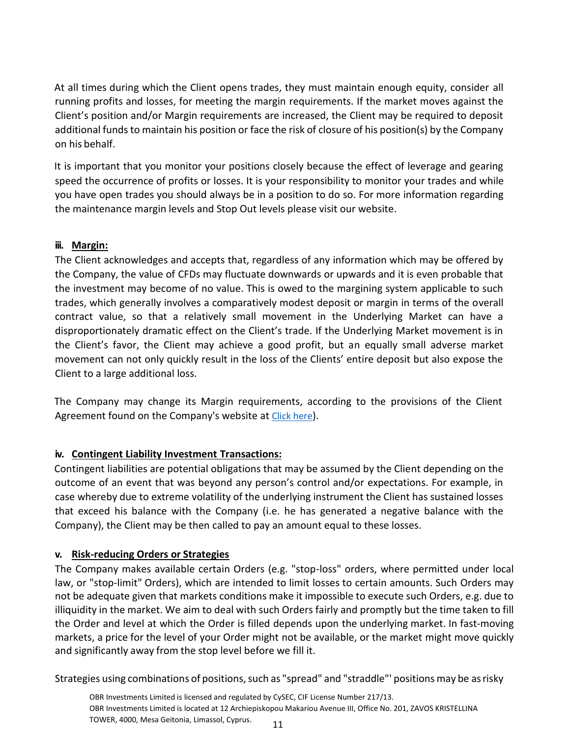At all times during which the Client opens trades, they must maintain enough equity, consider all running profits and losses, for meeting the margin requirements. If the market moves against the Client's position and/or Margin requirements are increased, the Client may be required to deposit additional funds to maintain his position or face the risk of closure of his position(s) by the Company on his behalf.

It is important that you monitor your positions closely because the effect of leverage and gearing speed the occurrence of profits or losses. It is your responsibility to monitor your trades and while you have open trades you should always be in a position to do so. For more information regarding the maintenance margin levels and Stop Out levels please visit our website.

**iii. <u>Margin:</u>**

The Client acknowledges and accepts that, regardless of any information which may be offered by the Company, the value of CFDs may fluctuate downwards or upwards and it is even probable that the investment may become of no value. This is owed to the margining system applicable to such trades, which generally involves a comparatively modest deposit or margin in terms of the overall contract value, so that a relatively small movement in the Underlying Market can have a disproportionately dramatic effect on the Client's trade. If the Underlying Market movement is in the Client's favor, the Client may achieve a good profit, but an equally small adverse market movement can not only quickly result in the loss of the Clients' entire deposit but also expose the Client to a large additional loss.

The Company may change its Margin requirements, according to the provisions of the Client Agreement found on the Company's website at Click here).

**iv. <u>Contingent Liability Investment Transactions:</u>**

Contingent liabilities are potential obligations that may be assumed by the Client depending on the outcome of an event that was beyond any person's control and/or expectations. For example, in case whereby due to extreme volatility of the underlying instrument the Client has sustained losses that exceed his balance with the Company (i.e. he has generated a negative balance with the Company), the Client may be then called to pay an amount equal to these losses.

**v. <u>Risk-reducing Orders or Strategies</u>**

The Company makes available certain Orders (e.g. "stop-loss" orders, where permitted under local law, or "stop-limit" Orders), which are intended to limit losses to certain amounts. Such Orders may not be adequate given that markets conditions make it impossible to execute such Orders, e.g. due to illiquidity in the market. We aim to deal with such Orders fairly and promptly but the time taken to fill the Order and level at which the Order is filled depends upon the underlying market. In fast-moving markets, a price for the level of your Order might not be available, or the market might move quickly and significantly away from the stop level before we fill it.

Strategies using combinations of positions, such as "spread" and "straddle"' positions may be as risky

OBR Investments Limited is licensed and regulated by CySEC, CIF License Number 217/13.
OBR Investments Limited is located at 12 Archiepiskopou Makariou Avenue III, Office No. 201, ZAVOS KRISTELLINA TOWER, 4000, Mesa Geitonia, Limassol, Cyprus.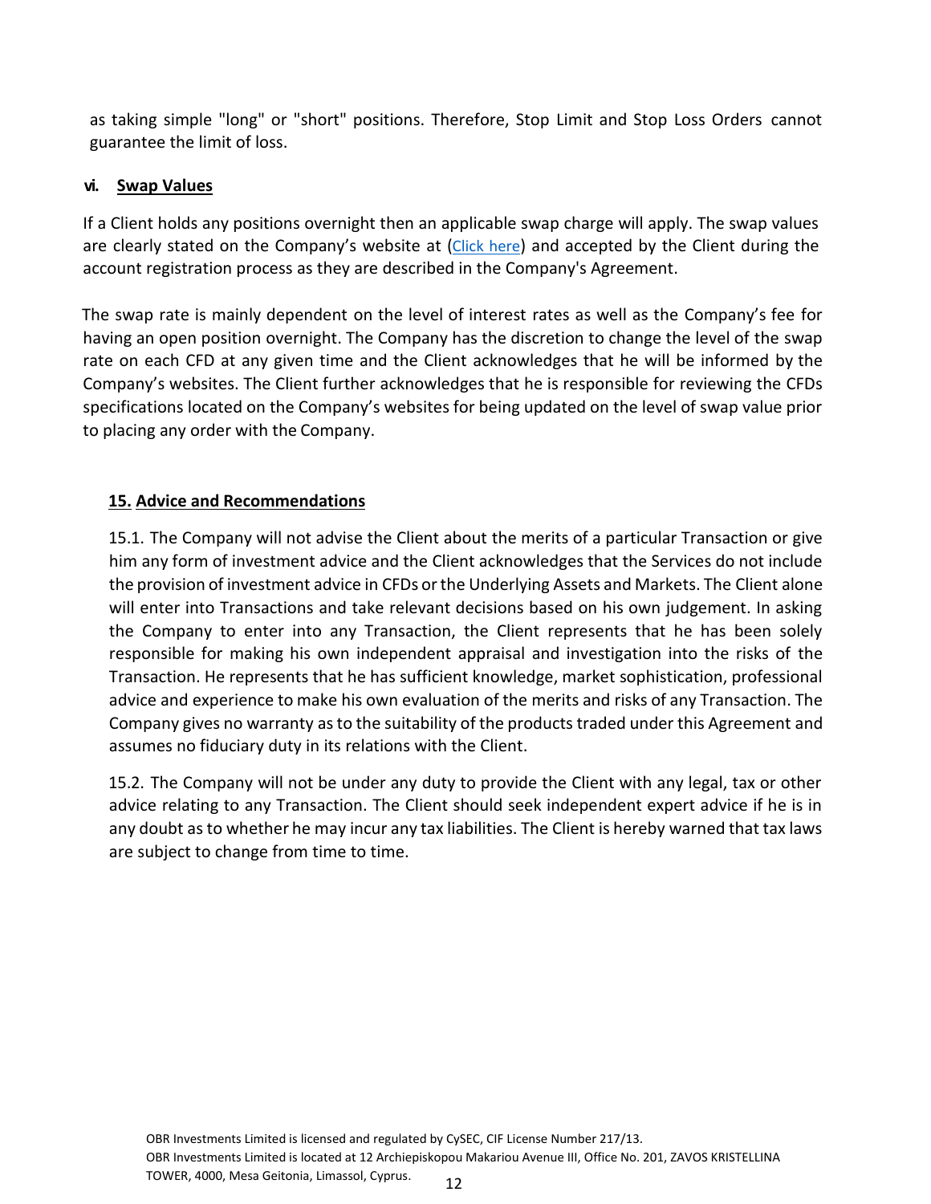as taking simple "long" or "short" positions. Therefore, Stop Limit and Stop Loss Orders cannot guarantee the limit of loss.

**vi. Swap Values**

If a Client holds any positions overnight then an applicable swap charge will apply. The swap values are clearly stated on the Company's website at (Click here) and accepted by the Client during the account registration process as they are described in the Company's Agreement.

The swap rate is mainly dependent on the level of interest rates as well as the Company's fee for having an open position overnight. The Company has the discretion to change the level of the swap rate on each CFD at any given time and the Client acknowledges that he will be informed by the Company's websites. The Client further acknowledges that he is responsible for reviewing the CFDs specifications located on the Company's websites for being updated on the level of swap value prior to placing any order with the Company.

## 15. Advice and Recommendations

15.1. The Company will not advise the Client about the merits of a particular Transaction or give him any form of investment advice and the Client acknowledges that the Services do not include the provision of investment advice in CFDs or the Underlying Assets and Markets. The Client alone will enter into Transactions and take relevant decisions based on his own judgement. In asking the Company to enter into any Transaction, the Client represents that he has been solely responsible for making his own independent appraisal and investigation into the risks of the Transaction. He represents that he has sufficient knowledge, market sophistication, professional advice and experience to make his own evaluation of the merits and risks of any Transaction. The Company gives no warranty as to the suitability of the products traded under this Agreement and assumes no fiduciary duty in its relations with the Client.

15.2. The Company will not be under any duty to provide the Client with any legal, tax or other advice relating to any Transaction. The Client should seek independent expert advice if he is in any doubt as to whether he may incur any tax liabilities. The Client is hereby warned that tax laws are subject to change from time to time.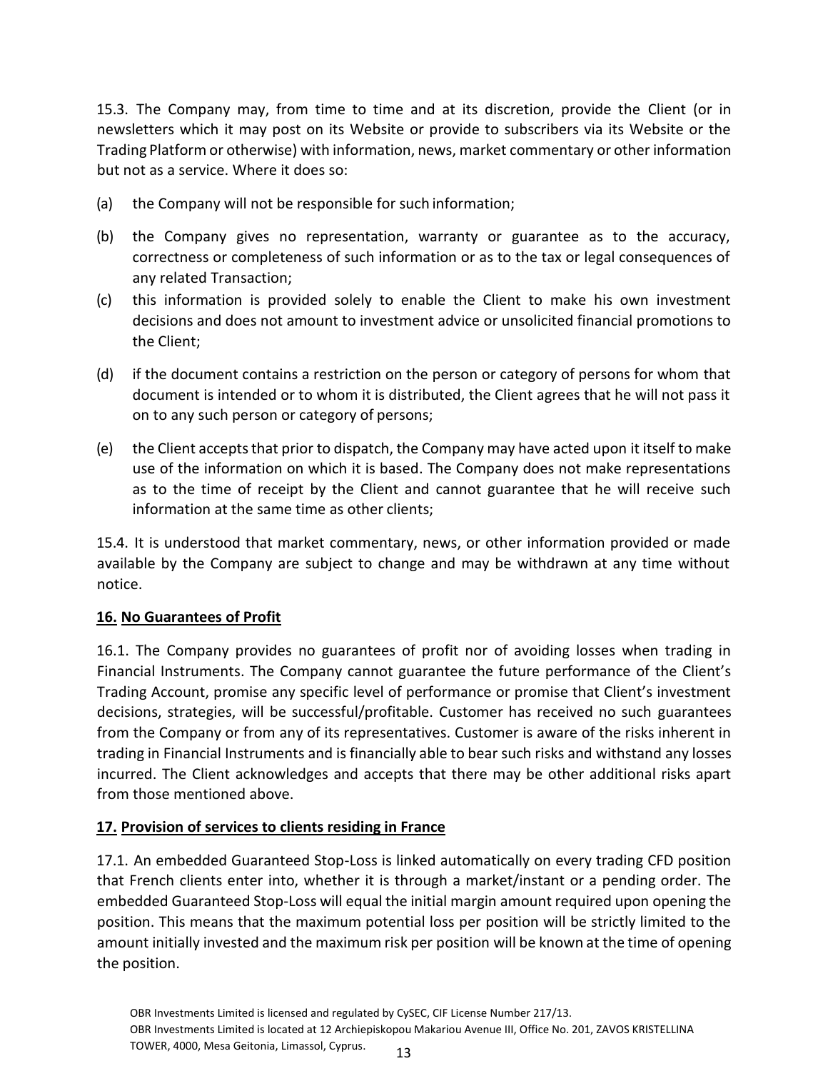15.3. The Company may, from time to time and at its discretion, provide the Client (or in newsletters which it may post on its Website or provide to subscribers via its Website or the Trading Platform or otherwise) with information, news, market commentary or other information but not as a service. Where it does so:

(a) the Company will not be responsible for such information;

(b) the Company gives no representation, warranty or guarantee as to the accuracy, correctness or completeness of such information or as to the tax or legal consequences of any related Transaction;

(c) this information is provided solely to enable the Client to make his own investment decisions and does not amount to investment advice or unsolicited financial promotions to the Client;

(d) if the document contains a restriction on the person or category of persons for whom that document is intended or to whom it is distributed, the Client agrees that he will not pass it on to any such person or category of persons;

(e) the Client accepts that prior to dispatch, the Company may have acted upon it itself to make use of the information on which it is based. The Company does not make representations as to the time of receipt by the Client and cannot guarantee that he will receive such information at the same time as other clients;

15.4. It is understood that market commentary, news, or other information provided or made available by the Company are subject to change and may be withdrawn at any time without notice.

## 16. No Guarantees of Profit

16.1. The Company provides no guarantees of profit nor of avoiding losses when trading in Financial Instruments. The Company cannot guarantee the future performance of the Client's Trading Account, promise any specific level of performance or promise that Client's investment decisions, strategies, will be successful/profitable. Customer has received no such guarantees from the Company or from any of its representatives. Customer is aware of the risks inherent in trading in Financial Instruments and is financially able to bear such risks and withstand any losses incurred. The Client acknowledges and accepts that there may be other additional risks apart from those mentioned above.

## 17. Provision of services to clients residing in France

17.1. An embedded Guaranteed Stop-Loss is linked automatically on every trading CFD position that French clients enter into, whether it is through a market/instant or a pending order. The embedded Guaranteed Stop-Loss will equal the initial margin amount required upon opening the position. This means that the maximum potential loss per position will be strictly limited to the amount initially invested and the maximum risk per position will be known at the time of opening the position.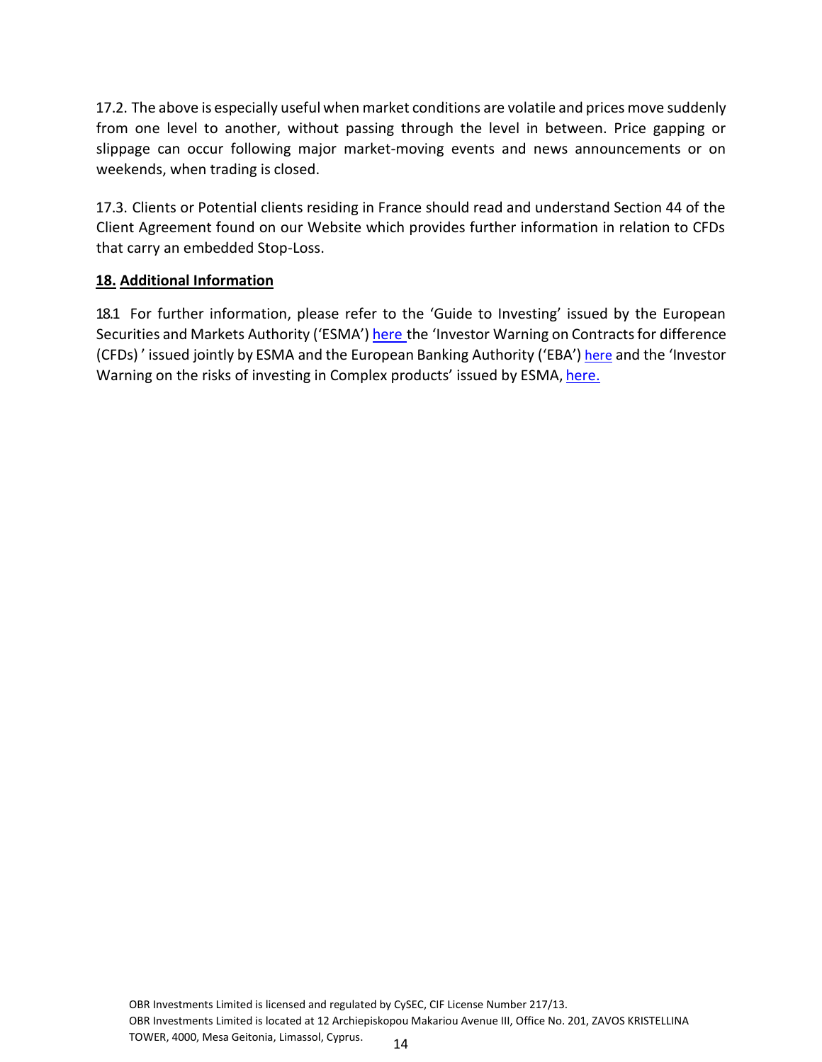17.2. The above is especially useful when market conditions are volatile and prices move suddenly from one level to another, without passing through the level in between. Price gapping or slippage can occur following major market-moving events and news announcements or on weekends, when trading is closed.

17.3. Clients or Potential clients residing in France should read and understand Section 44 of the Client Agreement found on our Website which provides further information in relation to CFDs that carry an embedded Stop-Loss.

## **18. Additional Information**

18.1 For further information, please refer to the 'Guide to Investing' issued by the European Securities and Markets Authority ('ESMA') here the 'Investor Warning on Contracts for difference (CFDs) ' issued jointly by ESMA and the European Banking Authority ('EBA') here and the 'Investor Warning on the risks of investing in Complex products' issued by ESMA, here.

OBR Investments Limited is licensed and regulated by CySEC, CIF License Number 217/13.
OBR Investments Limited is located at 12 Archiepiskopou Makariou Avenue III, Office No. 201, ZAVOS KRISTELLINA TOWER, 4000, Mesa Geitonia, Limassol, Cyprus.